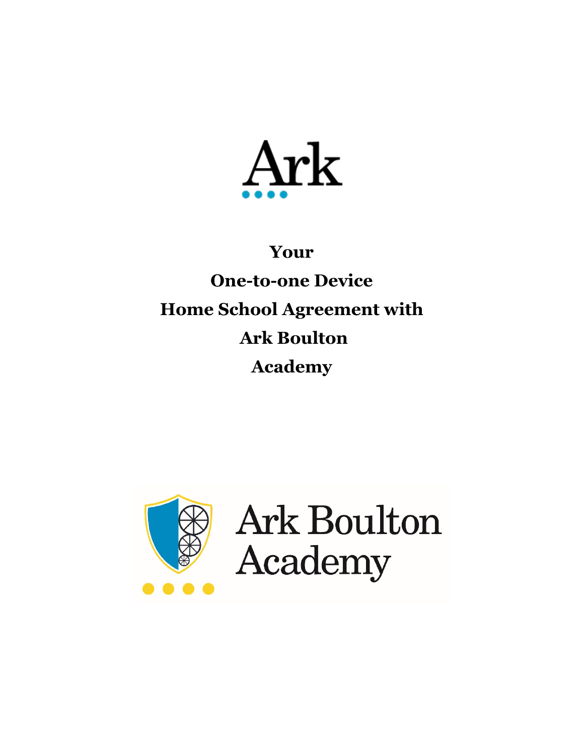Ark

# Your One-to-one Device Home School Agreement with Ark Boulton Academy

Ark Boulton Academy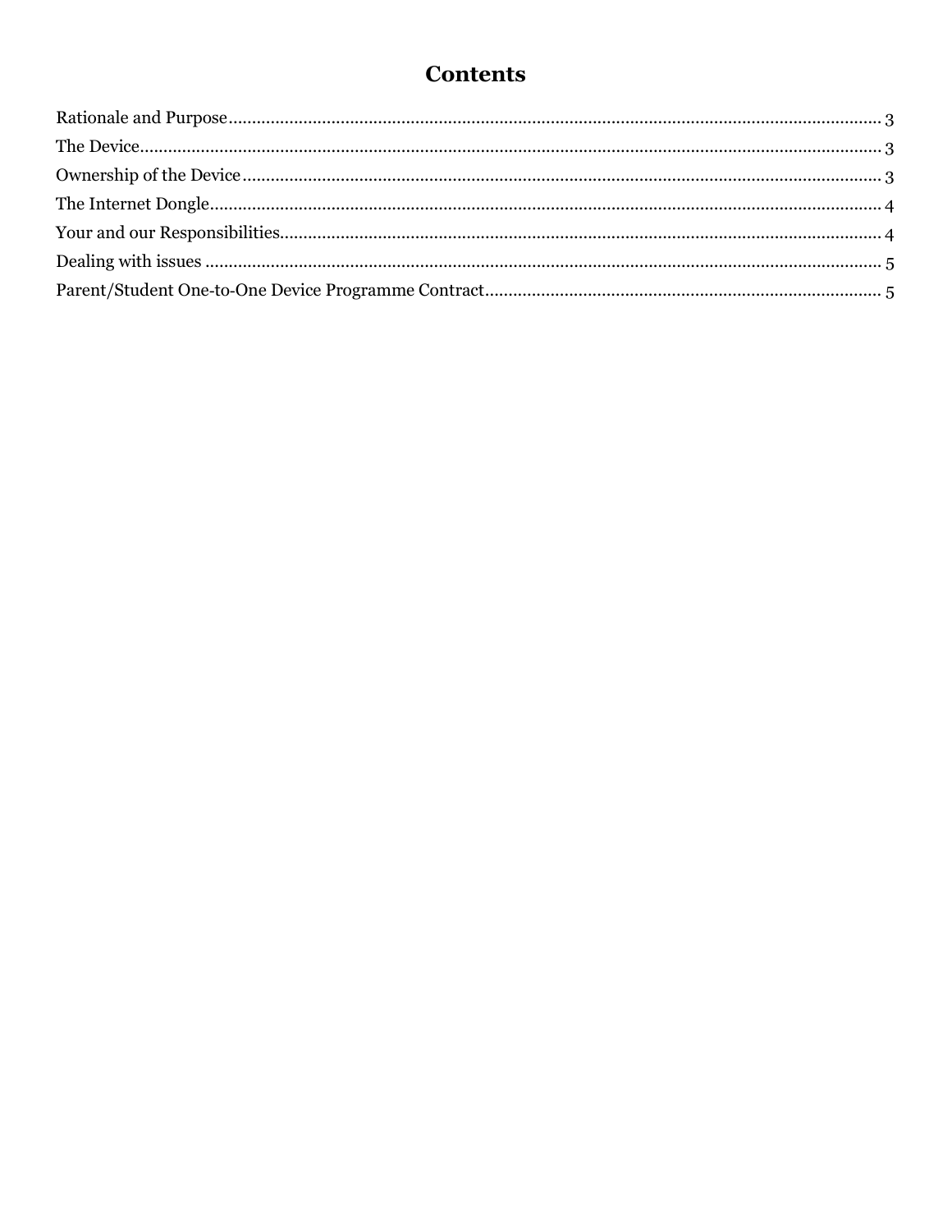# Contents

Rationale and Purpose .......... 3

The Device .......... 3

Ownership of the Device .......... 3

The Internet Dongle .......... 4

Your and our Responsibilities .......... 4

Dealing with issues .......... 5

Parent/Student One-to-One Device Programme Contract .......... 5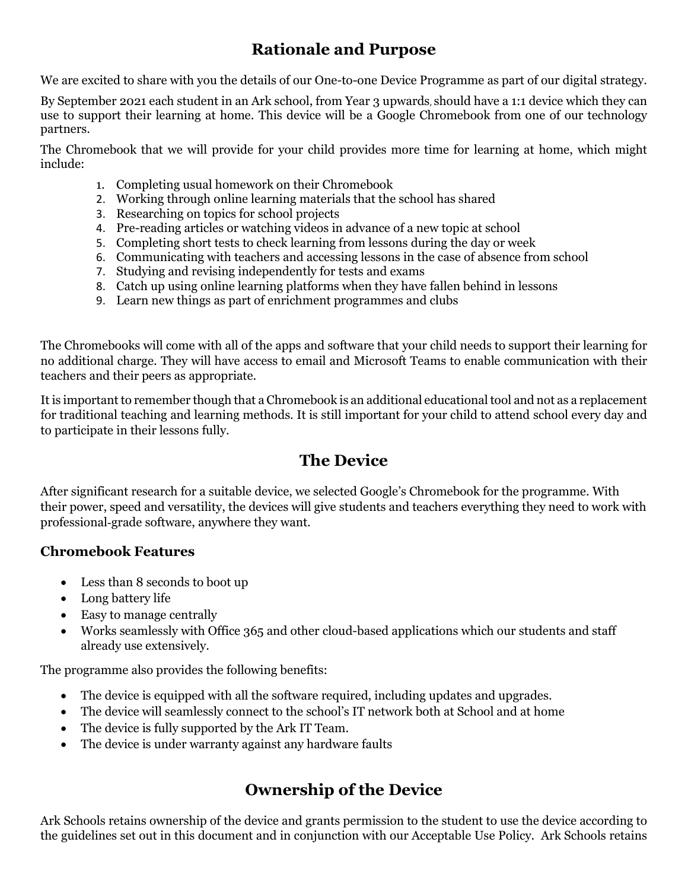## Rationale and Purpose

We are excited to share with you the details of our One-to-one Device Programme as part of our digital strategy.

By September 2021 each student in an Ark school, from Year 3 upwards, should have a 1:1 device which they can use to support their learning at home. This device will be a Google Chromebook from one of our technology partners.

The Chromebook that we will provide for your child provides more time for learning at home, which might include:

1. Completing usual homework on their Chromebook
2. Working through online learning materials that the school has shared
3. Researching on topics for school projects
4. Pre-reading articles or watching videos in advance of a new topic at school
5. Completing short tests to check learning from lessons during the day or week
6. Communicating with teachers and accessing lessons in the case of absence from school
7. Studying and revising independently for tests and exams
8. Catch up using online learning platforms when they have fallen behind in lessons
9. Learn new things as part of enrichment programmes and clubs

The Chromebooks will come with all of the apps and software that your child needs to support their learning for no additional charge. They will have access to email and Microsoft Teams to enable communication with their teachers and their peers as appropriate.

It is important to remember though that a Chromebook is an additional educational tool and not as a replacement for traditional teaching and learning methods. It is still important for your child to attend school every day and to participate in their lessons fully.

## The Device

After significant research for a suitable device, we selected Google's Chromebook for the programme. With their power, speed and versatility, the devices will give students and teachers everything they need to work with professional-grade software, anywhere they want.

### Chromebook Features

- Less than 8 seconds to boot up
- Long battery life
- Easy to manage centrally
- Works seamlessly with Office 365 and other cloud-based applications which our students and staff already use extensively.

The programme also provides the following benefits:

- The device is equipped with all the software required, including updates and upgrades.
- The device will seamlessly connect to the school's IT network both at School and at home
- The device is fully supported by the Ark IT Team.
- The device is under warranty against any hardware faults

## Ownership of the Device

Ark Schools retains ownership of the device and grants permission to the student to use the device according to the guidelines set out in this document and in conjunction with our Acceptable Use Policy. Ark Schools retains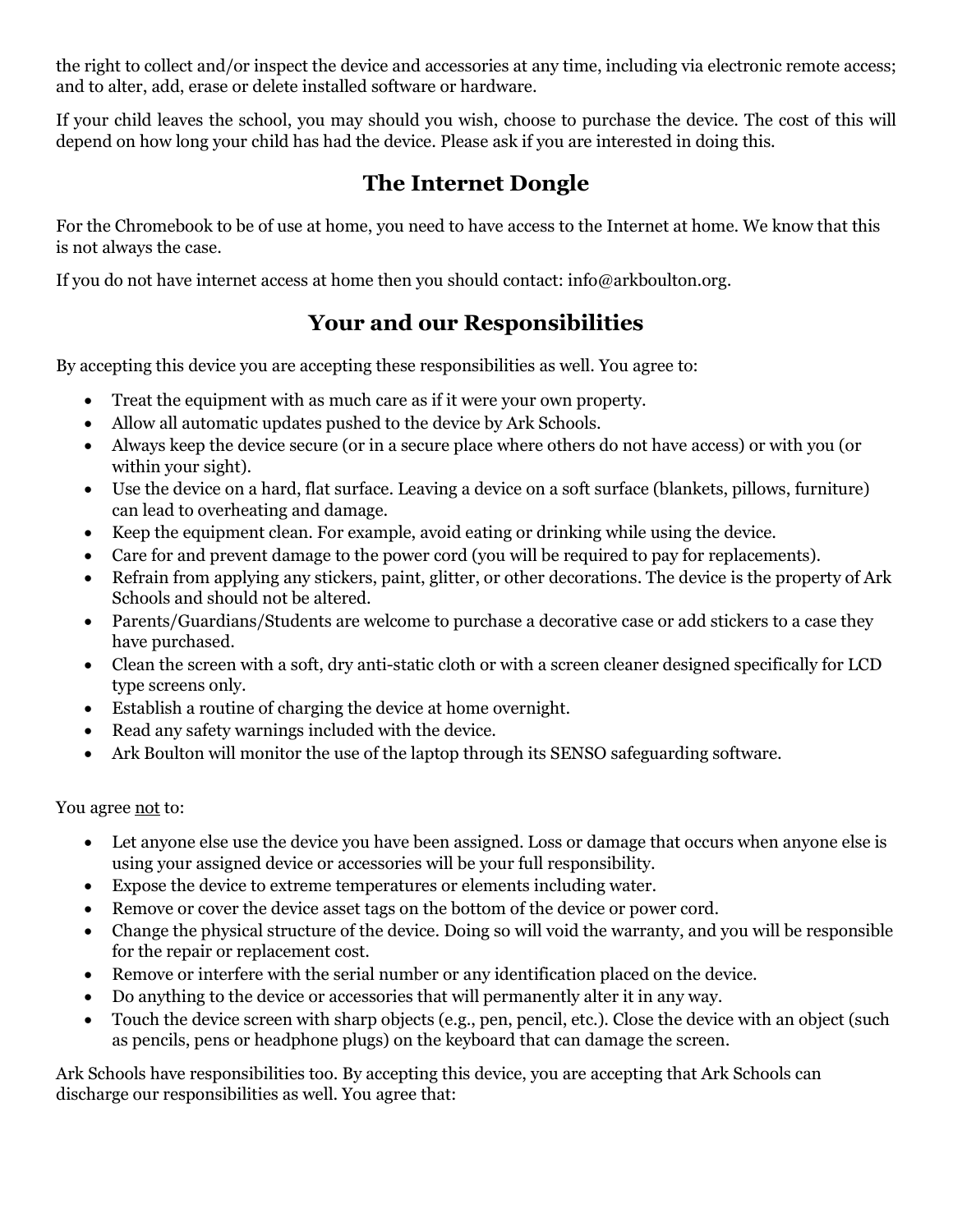the right to collect and/or inspect the device and accessories at any time, including via electronic remote access; and to alter, add, erase or delete installed software or hardware.

If your child leaves the school, you may should you wish, choose to purchase the device. The cost of this will depend on how long your child has had the device. Please ask if you are interested in doing this.

## The Internet Dongle

For the Chromebook to be of use at home, you need to have access to the Internet at home. We know that this is not always the case.

If you do not have internet access at home then you should contact: info@arkboulton.org.

## Your and our Responsibilities

By accepting this device you are accepting these responsibilities as well. You agree to:

- Treat the equipment with as much care as if it were your own property.
- Allow all automatic updates pushed to the device by Ark Schools.
- Always keep the device secure (or in a secure place where others do not have access) or with you (or within your sight).
- Use the device on a hard, flat surface. Leaving a device on a soft surface (blankets, pillows, furniture) can lead to overheating and damage.
- Keep the equipment clean. For example, avoid eating or drinking while using the device.
- Care for and prevent damage to the power cord (you will be required to pay for replacements).
- Refrain from applying any stickers, paint, glitter, or other decorations. The device is the property of Ark Schools and should not be altered.
- Parents/Guardians/Students are welcome to purchase a decorative case or add stickers to a case they have purchased.
- Clean the screen with a soft, dry anti-static cloth or with a screen cleaner designed specifically for LCD type screens only.
- Establish a routine of charging the device at home overnight.
- Read any safety warnings included with the device.
- Ark Boulton will monitor the use of the laptop through its SENSO safeguarding software.

You agree <u>not</u> to:

- Let anyone else use the device you have been assigned. Loss or damage that occurs when anyone else is using your assigned device or accessories will be your full responsibility.
- Expose the device to extreme temperatures or elements including water.
- Remove or cover the device asset tags on the bottom of the device or power cord.
- Change the physical structure of the device. Doing so will void the warranty, and you will be responsible for the repair or replacement cost.
- Remove or interfere with the serial number or any identification placed on the device.
- Do anything to the device or accessories that will permanently alter it in any way.
- Touch the device screen with sharp objects (e.g., pen, pencil, etc.). Close the device with an object (such as pencils, pens or headphone plugs) on the keyboard that can damage the screen.

Ark Schools have responsibilities too. By accepting this device, you are accepting that Ark Schools can discharge our responsibilities as well. You agree that: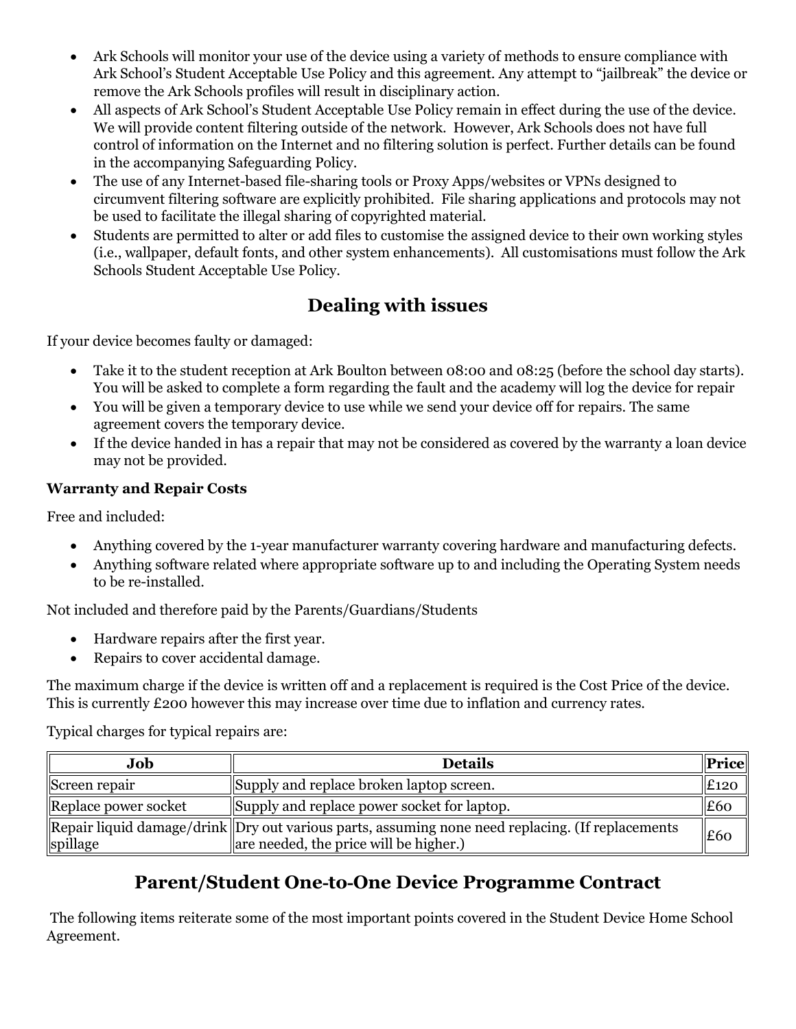- Ark Schools will monitor your use of the device using a variety of methods to ensure compliance with Ark School's Student Acceptable Use Policy and this agreement. Any attempt to "jailbreak" the device or remove the Ark Schools profiles will result in disciplinary action.
- All aspects of Ark School's Student Acceptable Use Policy remain in effect during the use of the device. We will provide content filtering outside of the network. However, Ark Schools does not have full control of information on the Internet and no filtering solution is perfect. Further details can be found in the accompanying Safeguarding Policy.
- The use of any Internet-based file-sharing tools or Proxy Apps/websites or VPNs designed to circumvent filtering software are explicitly prohibited. File sharing applications and protocols may not be used to facilitate the illegal sharing of copyrighted material.
- Students are permitted to alter or add files to customise the assigned device to their own working styles (i.e., wallpaper, default fonts, and other system enhancements). All customisations must follow the Ark Schools Student Acceptable Use Policy.

## Dealing with issues

If your device becomes faulty or damaged:

- Take it to the student reception at Ark Boulton between 08:00 and 08:25 (before the school day starts). You will be asked to complete a form regarding the fault and the academy will log the device for repair
- You will be given a temporary device to use while we send your device off for repairs. The same agreement covers the temporary device.
- If the device handed in has a repair that may not be considered as covered by the warranty a loan device may not be provided.

**Warranty and Repair Costs**

Free and included:

- Anything covered by the 1-year manufacturer warranty covering hardware and manufacturing defects.
- Anything software related where appropriate software up to and including the Operating System needs to be re-installed.

Not included and therefore paid by the Parents/Guardians/Students

- Hardware repairs after the first year.
- Repairs to cover accidental damage.

The maximum charge if the device is written off and a replacement is required is the Cost Price of the device. This is currently £200 however this may increase over time due to inflation and currency rates.

Typical charges for typical repairs are:

| Job | Details | Price |
|---|---|---|
| Screen repair | Supply and replace broken laptop screen. | £120 |
| Replace power socket | Supply and replace power socket for laptop. | £60 |
| Repair liquid damage/drink spillage | Dry out various parts, assuming none need replacing. (If replacements are needed, the price will be higher.) | £60 |

## Parent/Student One-to-One Device Programme Contract

The following items reiterate some of the most important points covered in the Student Device Home School Agreement.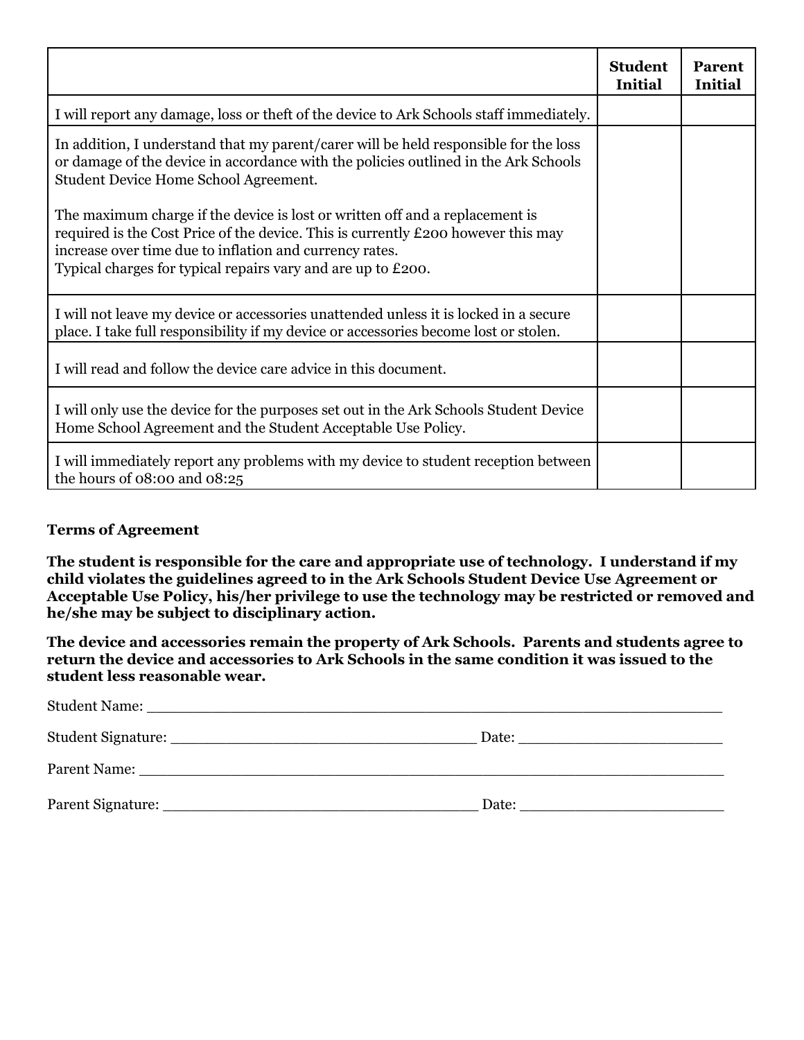| | Student Initial | Parent Initial |
|---|---|---|
| I will report any damage, loss or theft of the device to Ark Schools staff immediately. | | |
| In addition, I understand that my parent/carer will be held responsible for the loss or damage of the device in accordance with the policies outlined in the Ark Schools Student Device Home School Agreement.<br><br>The maximum charge if the device is lost or written off and a replacement is required is the Cost Price of the device. This is currently £200 however this may increase over time due to inflation and currency rates.<br>Typical charges for typical repairs vary and are up to £200. | | |
| I will not leave my device or accessories unattended unless it is locked in a secure place. I take full responsibility if my device or accessories become lost or stolen. | | |
| I will read and follow the device care advice in this document. | | |
| I will only use the device for the purposes set out in the Ark Schools Student Device Home School Agreement and the Student Acceptable Use Policy. | | |
| I will immediately report any problems with my device to student reception between the hours of 08:00 and 08:25 | | |

**Terms of Agreement**

**The student is responsible for the care and appropriate use of technology. I understand if my child violates the guidelines agreed to in the Ark Schools Student Device Use Agreement or Acceptable Use Policy, his/her privilege to use the technology may be restricted or removed and he/she may be subject to disciplinary action.**

**The device and accessories remain the property of Ark Schools. Parents and students agree to return the device and accessories to Ark Schools in the same condition it was issued to the student less reasonable wear.**

Student Name: ___________________________________________________________________

Student Signature: __________________________________ Date: ______________________

Parent Name: ____________________________________________________________________

Parent Signature: ___________________________________ Date: ______________________